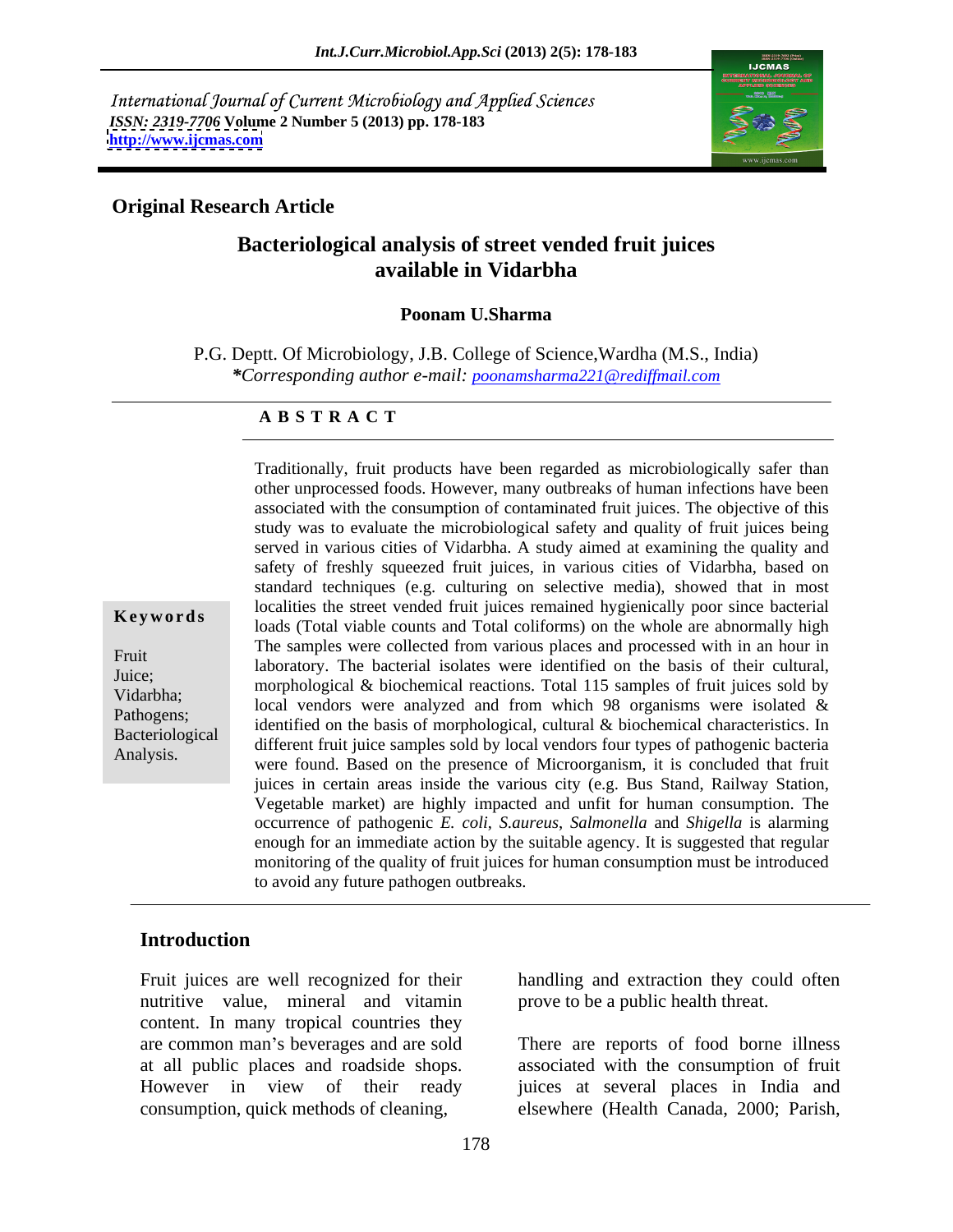International Journal of Current Microbiology and Applied Sciences
*ISSN: 2319-7706* **Volume 2 Number 5 (2013) pp. 178-183**
**http://www.ijcmas.com**

**Original Research Article**

# Bacteriological analysis of street vended fruit juices available in Vidarbha

**Poonam U.Sharma**

P.G. Deptt. Of Microbiology, J.B. College of Science,Wardha (M.S., India)
***Corresponding author e-mail:** *poonamsharma221@rediffmail.com*

## A B S T R A C T

**Keywords**

Fruit Juice; Vidarbha; Pathogens; Bacteriological Analysis.

Traditionally, fruit products have been regarded as microbiologically safer than other unprocessed foods. However, many outbreaks of human infections have been associated with the consumption of contaminated fruit juices. The objective of this study was to evaluate the microbiological safety and quality of fruit juices being served in various cities of Vidarbha. A study aimed at examining the quality and safety of freshly squeezed fruit juices, in various cities of Vidarbha, based on standard techniques (e.g. culturing on selective media), showed that in most localities the street vended fruit juices remained hygienically poor since bacterial loads (Total viable counts and Total coliforms) on the whole are abnormally high The samples were collected from various places and processed with in an hour in laboratory. The bacterial isolates were identified on the basis of their cultural, morphological & biochemical reactions. Total 115 samples of fruit juices sold by local vendors were analyzed and from which 98 organisms were isolated & identified on the basis of morphological, cultural & biochemical characteristics. In different fruit juice samples sold by local vendors four types of pathogenic bacteria were found. Based on the presence of Microorganism, it is concluded that fruit juices in certain areas inside the various city (e.g. Bus Stand, Railway Station, Vegetable market) are highly impacted and unfit for human consumption. The occurrence of pathogenic *E. coli*, *S.aureus*, *Salmonella* and *Shigella* is alarming enough for an immediate action by the suitable agency. It is suggested that regular monitoring of the quality of fruit juices for human consumption must be introduced to avoid any future pathogen outbreaks.

## Introduction

Fruit juices are well recognized for their nutritive value, mineral and vitamin content. In many tropical countries they are common man's beverages and are sold at all public places and roadside shops. However in view of their ready consumption, quick methods of cleaning, handling and extraction they could often prove to be a public health threat.

There are reports of food borne illness associated with the consumption of fruit juices at several places in India and elsewhere (Health Canada, 2000; Parish,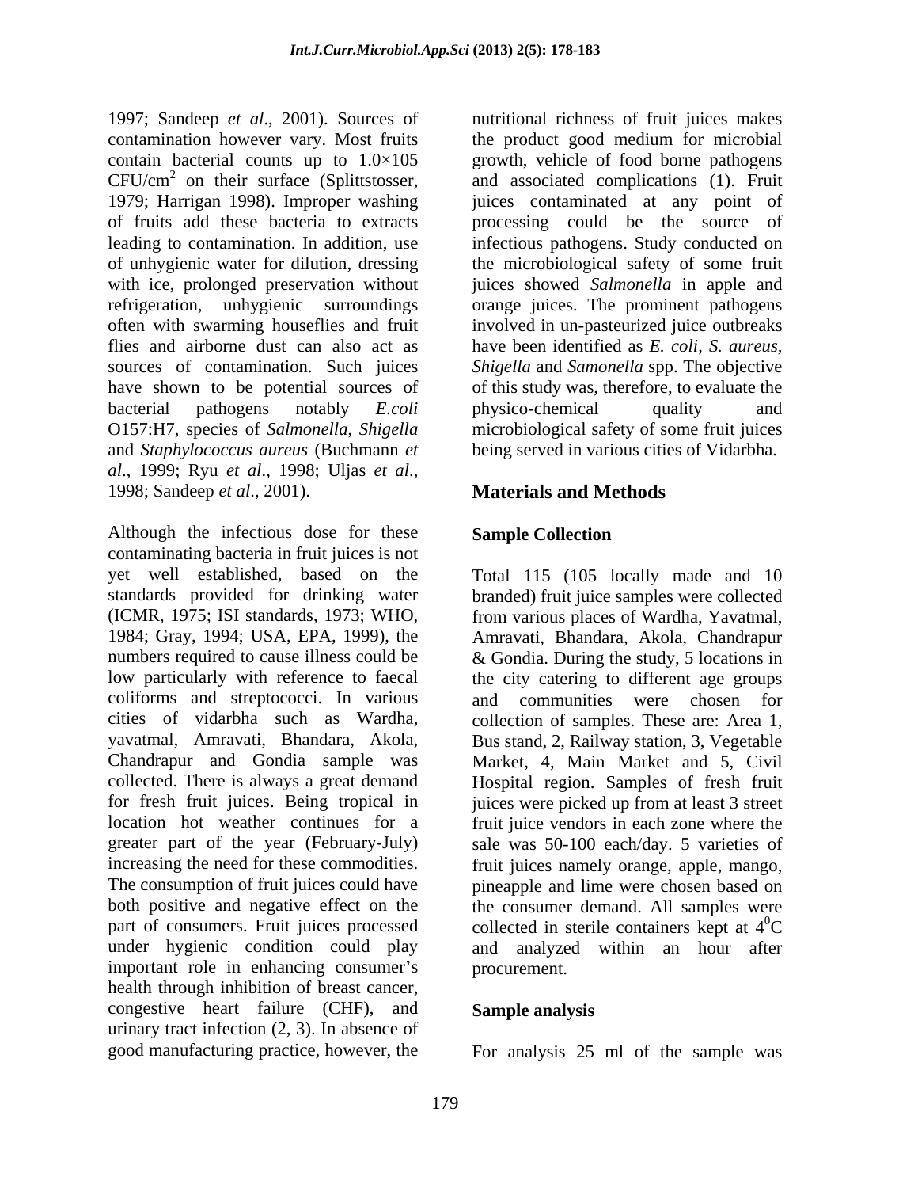1997; Sandeep *et al*., 2001). Sources of contamination however vary. Most fruits contain bacterial counts up to 1.0×105 $CFU/cm^2$ on their surface (Splittstosser, 1979; Harrigan 1998). Improper washing of fruits add these bacteria to extracts leading to contamination. In addition, use of unhygienic water for dilution, dressing with ice, prolonged preservation without refrigeration, unhygienic surroundings often with swarming houseflies and fruit flies and airborne dust can also act as sources of contamination. Such juices have shown to be potential sources of bacterial pathogens notably *E.coli* O157:H7, species of *Salmonella*, *Shigella* and *Staphylococcus aureus* (Buchmann *et al*., 1999; Ryu *et al*., 1998; Uljas *et al*., 1998; Sandeep *et al*., 2001).

Although the infectious dose for these contaminating bacteria in fruit juices is not yet well established, based on the standards provided for drinking water (ICMR, 1975; ISI standards, 1973; WHO, 1984; Gray, 1994; USA, EPA, 1999), the numbers required to cause illness could be low particularly with reference to faecal coliforms and streptococci. In various cities of vidarbha such as Wardha, yavatmal, Amravati, Bhandara, Akola, Chandrapur and Gondia sample was collected. There is always a great demand for fresh fruit juices. Being tropical in location hot weather continues for a greater part of the year (February-July) increasing the need for these commodities. The consumption of fruit juices could have both positive and negative effect on the part of consumers. Fruit juices processed under hygienic condition could play important role in enhancing consumer's health through inhibition of breast cancer, congestive heart failure (CHF), and urinary tract infection (2, 3). In absence of good manufacturing practice, however, the nutritional richness of fruit juices makes the product good medium for microbial growth, vehicle of food borne pathogens and associated complications (1). Fruit juices contaminated at any point of processing could be the source of infectious pathogens. Study conducted on the microbiological safety of some fruit juices showed *Salmonella* in apple and orange juices. The prominent pathogens involved in un-pasteurized juice outbreaks have been identified as *E. coli*, *S. aureus*, *Shigella* and *Samonella* spp. The objective of this study was, therefore, to evaluate the physico-chemical quality and microbiological safety of some fruit juices being served in various cities of Vidarbha.

## Materials and Methods

### Sample Collection

Total 115 (105 locally made and 10 branded) fruit juice samples were collected from various places of Wardha, Yavatmal, Amravati, Bhandara, Akola, Chandrapur & Gondia. During the study, 5 locations in the city catering to different age groups and communities were chosen for collection of samples. These are: Area 1, Bus stand, 2, Railway station, 3, Vegetable Market, 4, Main Market and 5, Civil Hospital region. Samples of fresh fruit juices were picked up from at least 3 street fruit juice vendors in each zone where the sale was 50-100 each/day. 5 varieties of fruit juices namely orange, apple, mango, pineapple and lime were chosen based on the consumer demand. All samples were collected in sterile containers kept at $4^0C$ and analyzed within an hour after procurement.

### Sample analysis

For analysis 25 ml of the sample was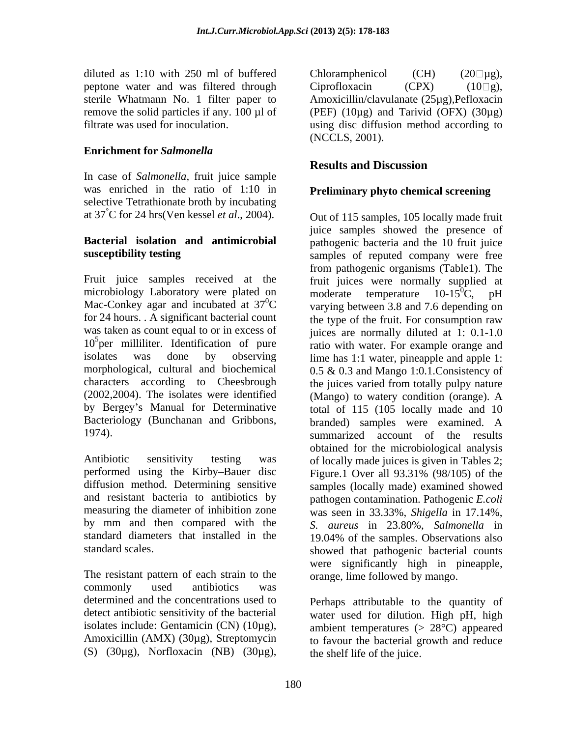diluted as 1:10 with 250 ml of buffered peptone water and was filtered through sterile Whatmann No. 1 filter paper to remove the solid particles if any. 100 µl of filtrate was used for inoculation.

### Enrichment for *Salmonella*

In case of *Salmonella*, fruit juice sample was enriched in the ratio of 1:10 in selective Tetrathionate broth by incubating at 37°C for 24 hrs(Ven kessel *et al*., 2004).

### Bacterial isolation and antimicrobial susceptibility testing

Fruit juice samples received at the microbiology Laboratory were plated on Mac-Conkey agar and incubated at $37^0$C for 24 hours. . A significant bacterial count was taken as count equal to or in excess of $10^5$per milliliter. Identification of pure isolates was done by observing morphological, cultural and biochemical characters according to Cheesbrough (2002,2004). The isolates were identified by Bergey's Manual for Determinative Bacteriology (Bunchanan and Gribbons, 1974).

Antibiotic sensitivity testing was performed using the Kirby–Bauer disc diffusion method. Determining sensitive and resistant bacteria to antibiotics by measuring the diameter of inhibition zone by mm and then compared with the standard diameters that installed in the standard scales.

The resistant pattern of each strain to the commonly used antibiotics was determined and the concentrations used to detect antibiotic sensitivity of the bacterial isolates include: Gentamicin (CN) (10µg), Amoxicillin (AMX) (30µg), Streptomycin (S) (30µg), Norfloxacin (NB) (30µg), Chloramphenicol (CH) (20µg), Ciprofloxacin (CPX) (10g), Amoxicillin/clavulanate (25µg),Pefloxacin (PEF) (10µg) and Tarivid (OFX) (30µg) using disc diffusion method according to (NCCLS, 2001).

## Results and Discussion

### Preliminary phyto chemical screening

Out of 115 samples, 105 locally made fruit juice samples showed the presence of pathogenic bacteria and the 10 fruit juice samples of reputed company were free from pathogenic organisms (Table1). The fruit juices were normally supplied at moderate temperature 10-$15^0$C, pH varying between 3.8 and 7.6 depending on the type of the fruit. For consumption raw juices are normally diluted at 1: 0.1-1.0 ratio with water. For example orange and lime has 1:1 water, pineapple and apple 1: 0.5 & 0.3 and Mango 1:0.1.Consistency of the juices varied from totally pulpy nature (Mango) to watery condition (orange). A total of 115 (105 locally made and 10 branded) samples were examined. A summarized account of the results obtained for the microbiological analysis of locally made juices is given in Tables 2; Figure.1 Over all 93.31% (98/105) of the samples (locally made) examined showed pathogen contamination. Pathogenic *E.coli* was seen in 33.33%, *Shigella* in 17.14%, *S. aureus* in 23.80%, *Salmonella* in 19.04% of the samples. Observations also showed that pathogenic bacterial counts were significantly high in pineapple, orange, lime followed by mango.

Perhaps attributable to the quantity of water used for dilution. High pH, high ambient temperatures (> 28°C) appeared to favour the bacterial growth and reduce the shelf life of the juice.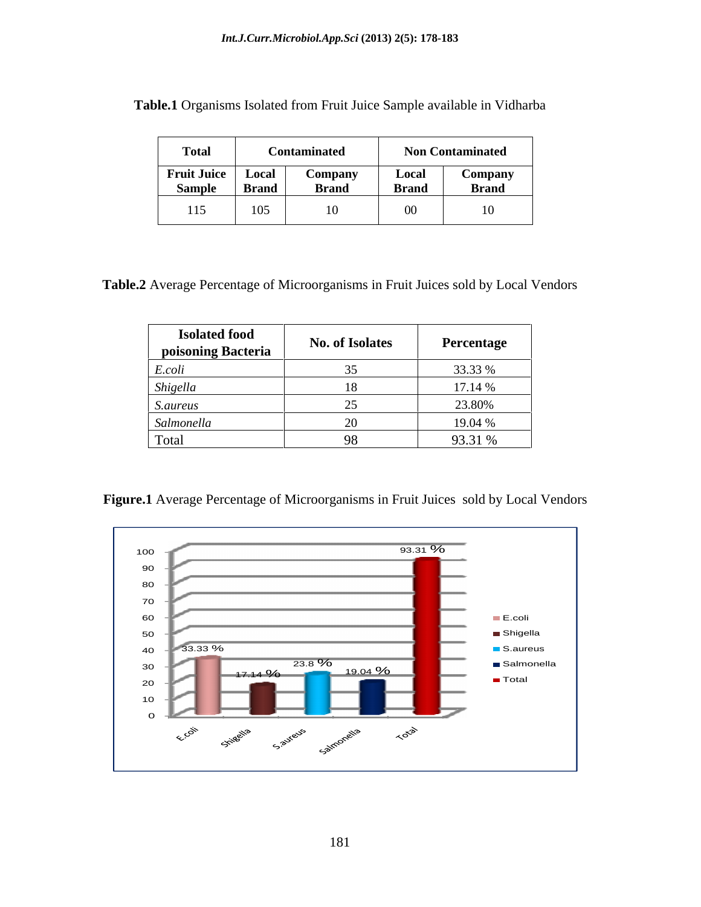**Table.1** Organisms Isolated from Fruit Juice Sample available in Vidharba

| Total | Contaminated | | Non Contaminated | |
|---|---|---|---|---|
| Fruit Juice Sample | Local Brand | Company Brand | Local Brand | Company Brand |
| 115 | 105 | 10 | 00 | 10 |

**Table.2** Average Percentage of Microorganisms in Fruit Juices sold by Local Vendors

| Isolated food poisoning Bacteria | No. of Isolates | Percentage |
|---|---|---|
| *E.coli* | 35 | 33.33 % |
| *Shigella* | 18 | 17.14 % |
| *S.aureus* | 25 | 23.80% |
| *Salmonella* | 20 | 19.04 % |
| Total | 98 | 93.31 % |

**Figure.1** Average Percentage of Microorganisms in Fruit Juices sold by Local Vendors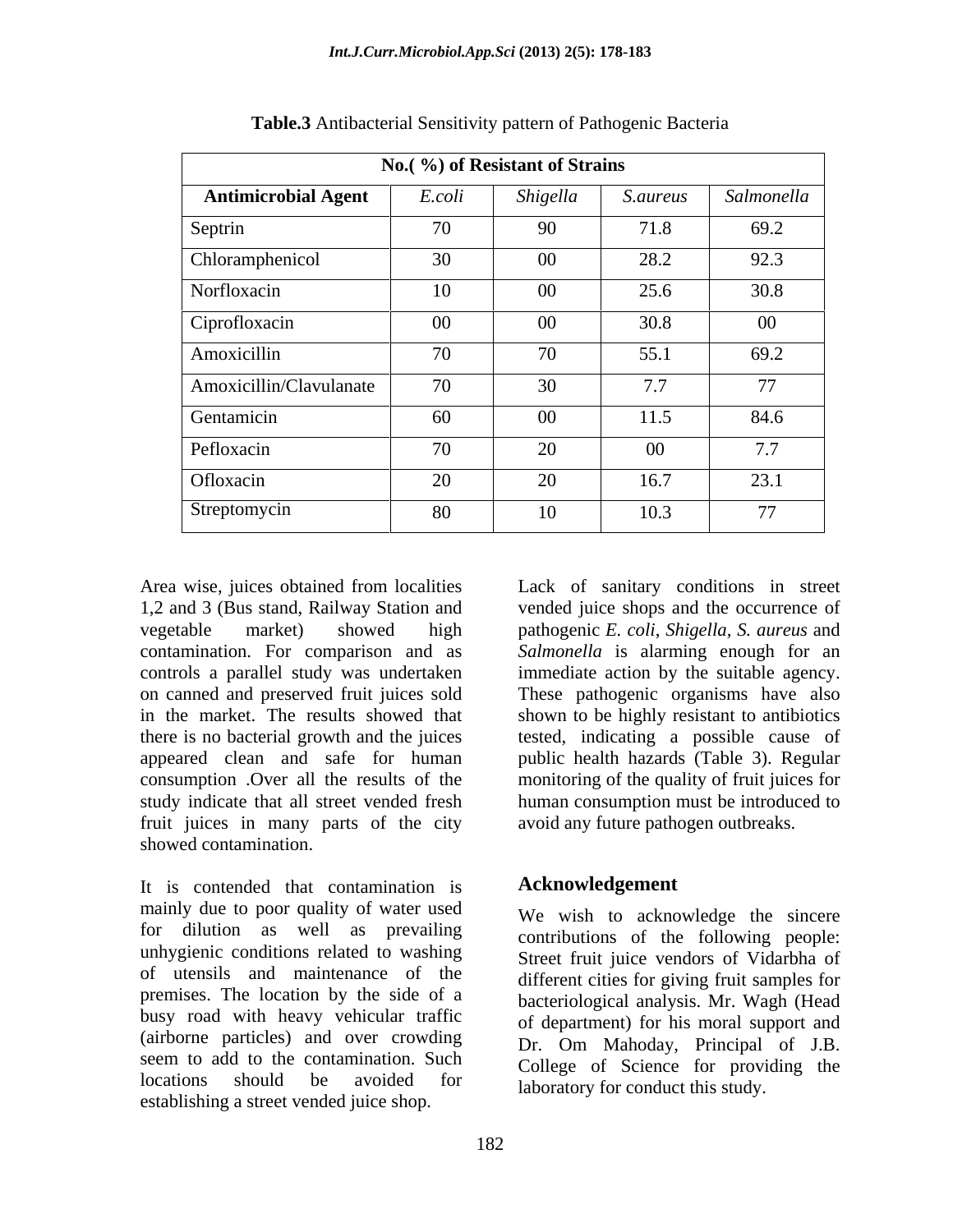**Table.3** Antibacterial Sensitivity pattern of Pathogenic Bacteria

| | No.( %) of Resistant of Strains | | | |
|---|---|---|---|---|
| **Antimicrobial Agent** | *E.coli* | *Shigella* | *S.aureus* | *Salmonella* |
| Septrin | 70 | 90 | 71.8 | 69.2 |
| Chloramphenicol | 30 | 00 | 28.2 | 92.3 |
| Norfloxacin | 10 | 00 | 25.6 | 30.8 |
| Ciprofloxacin | 00 | 00 | 30.8 | 00 |
| Amoxicillin | 70 | 70 | 55.1 | 69.2 |
| Amoxicillin/Clavulanate | 70 | 30 | 7.7 | 77 |
| Gentamicin | 60 | 00 | 11.5 | 84.6 |
| Pefloxacin | 70 | 20 | 00 | 7.7 |
| Ofloxacin | 20 | 20 | 16.7 | 23.1 |
| Streptomycin | 80 | 10 | 10.3 | 77 |

Area wise, juices obtained from localities 1,2 and 3 (Bus stand, Railway Station and vegetable market) showed high contamination. For comparison and as controls a parallel study was undertaken on canned and preserved fruit juices sold in the market. The results showed that there is no bacterial growth and the juices appeared clean and safe for human consumption .Over all the results of the study indicate that all street vended fresh fruit juices in many parts of the city showed contamination.

It is contended that contamination is mainly due to poor quality of water used for dilution as well as prevailing unhygienic conditions related to washing of utensils and maintenance of the premises. The location by the side of a busy road with heavy vehicular traffic (airborne particles) and over crowding seem to add to the contamination. Such locations should be avoided for establishing a street vended juice shop.

Lack of sanitary conditions in street vended juice shops and the occurrence of pathogenic *E. coli*, *Shigella*, *S. aureus* and *Salmonella* is alarming enough for an immediate action by the suitable agency. These pathogenic organisms have also shown to be highly resistant to antibiotics tested, indicating a possible cause of public health hazards (Table 3). Regular monitoring of the quality of fruit juices for human consumption must be introduced to avoid any future pathogen outbreaks.

## Acknowledgement

We wish to acknowledge the sincere contributions of the following people: Street fruit juice vendors of Vidarbha of different cities for giving fruit samples for bacteriological analysis. Mr. Wagh (Head of department) for his moral support and Dr. Om Mahoday, Principal of J.B. College of Science for providing the laboratory for conduct this study.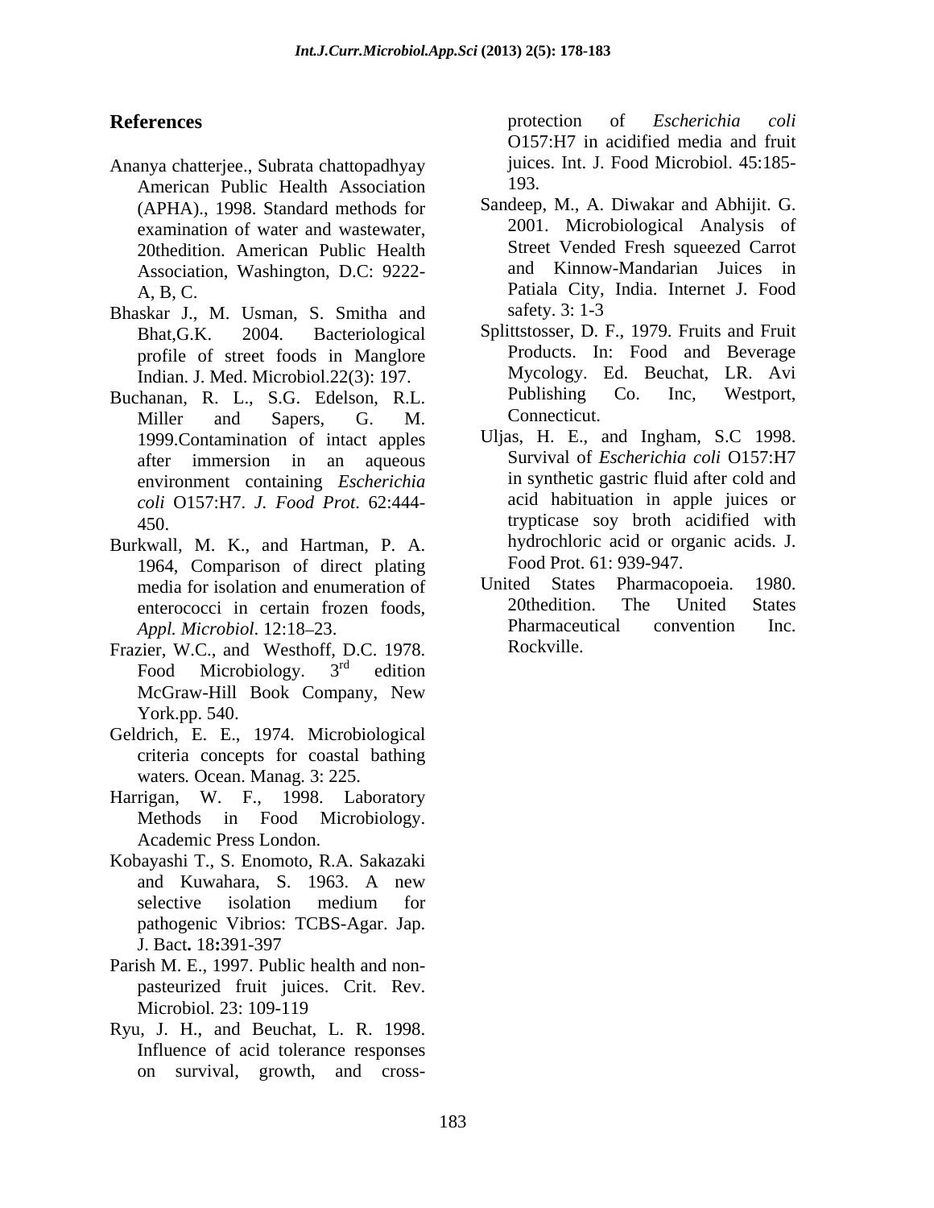## References

Ananya chatterjee., Subrata chattopadhyay American Public Health Association (APHA)., 1998. Standard methods for examination of water and wastewater, 20thedition. American Public Health Association, Washington, D.C: 9222- A, B, C.

Bhaskar J., M. Usman, S. Smitha and Bhat,G.K. 2004. Bacteriological profile of street foods in Manglore Indian. J. Med. Microbiol.22(3): 197.

Buchanan, R. L., S.G. Edelson, R.L. Miller and Sapers, G. M. 1999.Contamination of intact apples after immersion in an aqueous environment containing *Escherichia coli* O157:H7. *J. Food Prot*. 62:444-450.

Burkwall, M. K., and Hartman, P. A. 1964, Comparison of direct plating media for isolation and enumeration of enterococci in certain frozen foods, *Appl. Microbiol*. 12:18–23.

Frazier, W.C., and Westhoff, D.C. 1978. Food Microbiology. 3rd edition McGraw-Hill Book Company, New York.pp. 540.

Geldrich, E. E., 1974. Microbiological criteria concepts for coastal bathing waters*.* Ocean. Manag. 3: 225.

Harrigan, W. F., 1998. Laboratory Methods in Food Microbiology. Academic Press London.

Kobayashi T., S. Enomoto, R.A. Sakazaki and Kuwahara, S. 1963. A new selective isolation medium for pathogenic Vibrios: TCBS-Agar. Jap. J. Bact**.** 18**:**391-397

Parish M. E., 1997. Public health and non-pasteurized fruit juices. Crit. Rev. Microbiol*.* 23: 109-119

Ryu, J. H., and Beuchat, L. R. 1998. Influence of acid tolerance responses on survival, growth, and cross-protection of *Escherichia coli* O157:H7 in acidified media and fruit juices. Int. J. Food Microbiol. 45:185-193.

Sandeep, M., A. Diwakar and Abhijit. G. 2001. Microbiological Analysis of Street Vended Fresh squeezed Carrot and Kinnow-Mandarian Juices in Patiala City, India. Internet J. Food safety. 3: 1-3

Splittstosser, D. F., 1979. Fruits and Fruit Products. In: Food and Beverage Mycology. Ed. Beuchat, LR. Avi Publishing Co. Inc, Westport, Connecticut.

Uljas, H. E., and Ingham, S.C 1998. Survival of *Escherichia coli* O157:H7 in synthetic gastric fluid after cold and acid habituation in apple juices or trypticase soy broth acidified with hydrochloric acid or organic acids. J. Food Prot. 61: 939-947.

United States Pharmacopoeia. 1980. 20thedition. The United States Pharmaceutical convention Inc. Rockville.